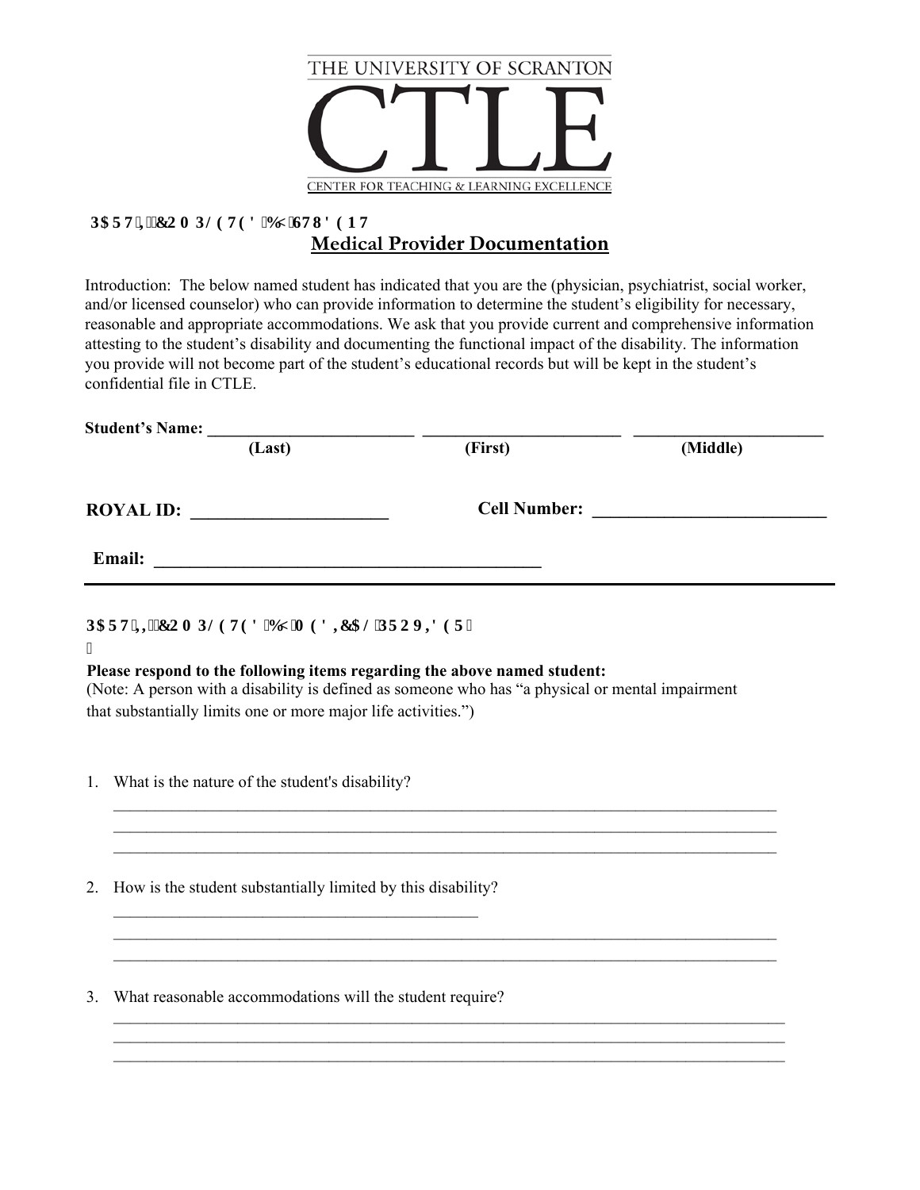THE UNIVERSITY OF SCRANTON

# CTLE

CENTER FOR TEACHING & LEARNING EXCELLENCE

**PART I: COMPLETED BY STUDENT**

## Medical Provider Documentation

Introduction: The below named student has indicated that you are the (physician, psychiatrist, social worker, and/or licensed counselor) who can provide information to determine the student's eligibility for necessary, reasonable and appropriate accommodations. We ask that you provide current and comprehensive information attesting to the student's disability and documenting the functional impact of the disability. The information you provide will not become part of the student's educational records but will be kept in the student's confidential file in CTLE.

**Student's Name:** ________________________ ________________________ ________________________
**(Last)** **(First)** **(Middle)**

**ROYAL ID:** ______________________ **Cell Number:** ___________________________

**Email:** _____________________________________________

---

**PART II: COMPLETED BY MEDICAL PROVIDER**

**Please respond to the following items regarding the above named student:**
(Note: A person with a disability is defined as someone who has "a physical or mental impairment that substantially limits one or more major life activities.")

1. What is the nature of the student's disability?

_______________________________________________________________________________
_______________________________________________________________________________
_______________________________________________________________________________

2. How is the student substantially limited by this disability?

_____________________________________________
_______________________________________________________________________________
_______________________________________________________________________________

3. What reasonable accommodations will the student require?

_______________________________________________________________________________
_______________________________________________________________________________
_______________________________________________________________________________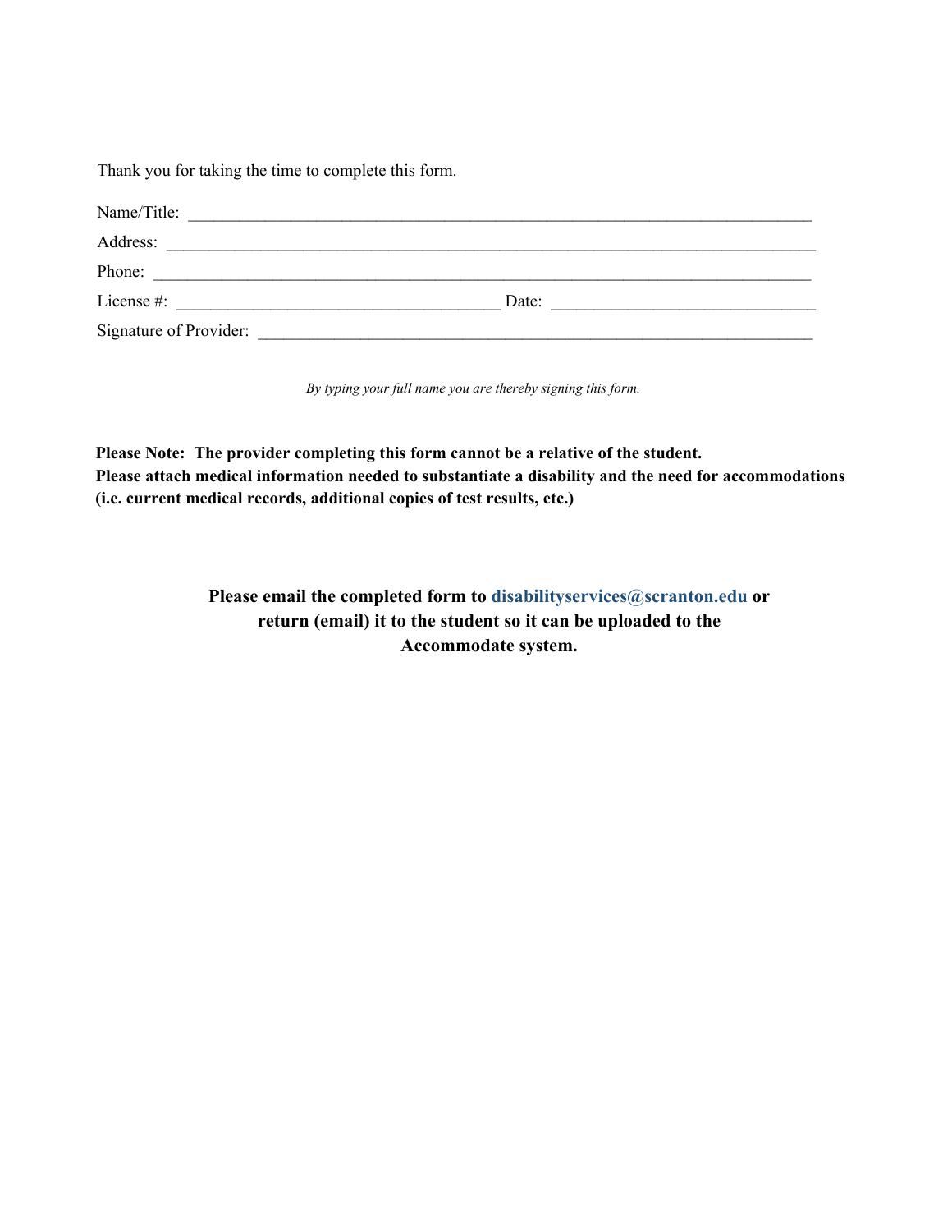Thank you for taking the time to complete this form.

Name/Title: ______________________________________________________________________

Address: ________________________________________________________________________

Phone: _________________________________________________________________________

License #: ____________________________________ Date: ______________________________

Signature of Provider: _______________________________________________________________

*By typing your full name you are thereby signing this form.*

**Please Note: The provider completing this form cannot be a relative of the student.**
**Please attach medical information needed to substantiate a disability and the need for accommodations (i.e. current medical records, additional copies of test results, etc.)**

**Please email the completed form to disabilityservices@scranton.edu or return (email) it to the student so it can be uploaded to the Accommodate system.**